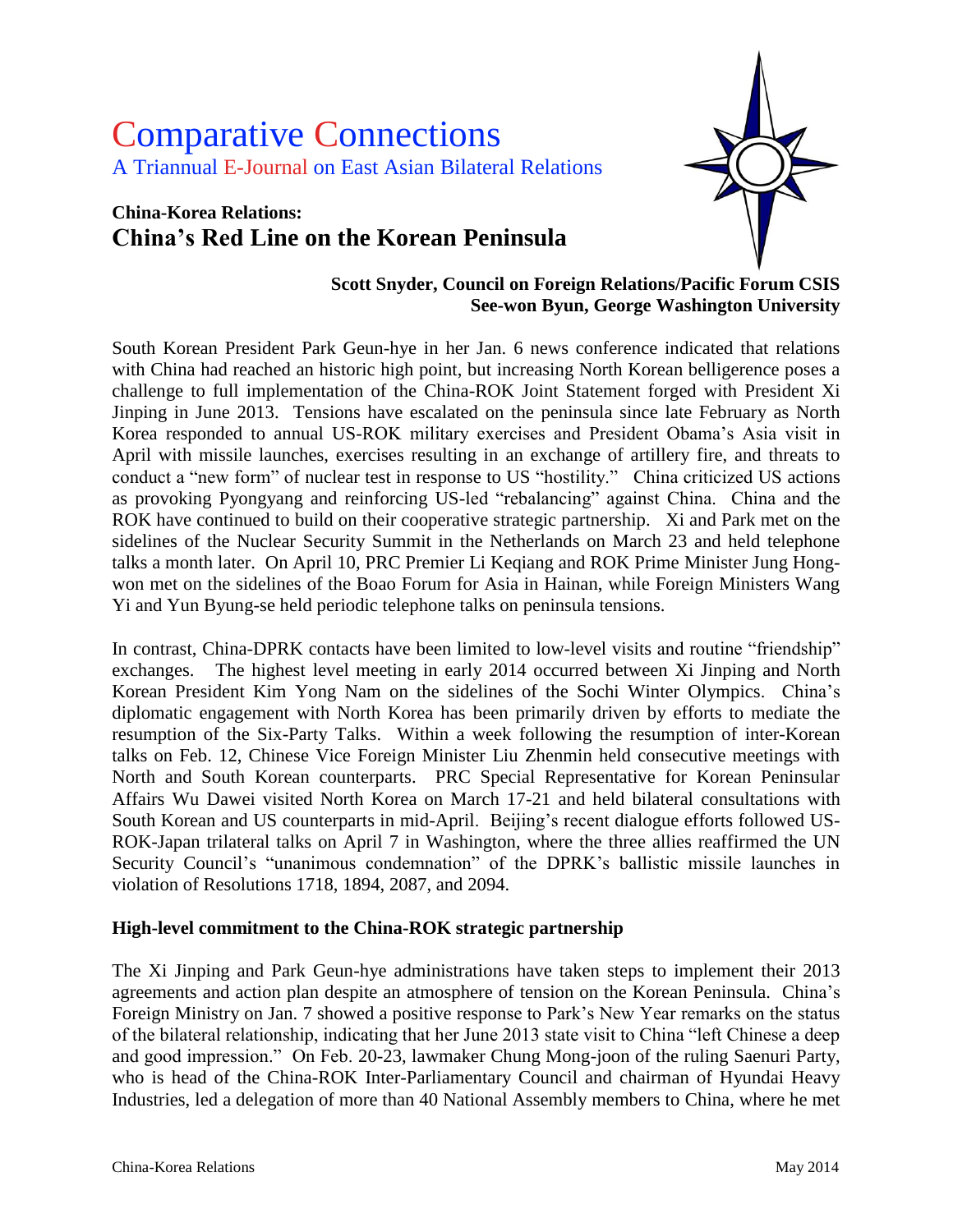# Comparative Connections

A Triannual E-Journal on East Asian Bilateral Relations

## China-Korea Relations:
## China's Red Line on the Korean Peninsula

**Scott Snyder, Council on Foreign Relations/Pacific Forum CSIS**
**See-won Byun, George Washington University**

South Korean President Park Geun-hye in her Jan. 6 news conference indicated that relations with China had reached an historic high point, but increasing North Korean belligerence poses a challenge to full implementation of the China-ROK Joint Statement forged with President Xi Jinping in June 2013. Tensions have escalated on the peninsula since late February as North Korea responded to annual US-ROK military exercises and President Obama's Asia visit in April with missile launches, exercises resulting in an exchange of artillery fire, and threats to conduct a "new form" of nuclear test in response to US "hostility." China criticized US actions as provoking Pyongyang and reinforcing US-led "rebalancing" against China. China and the ROK have continued to build on their cooperative strategic partnership. Xi and Park met on the sidelines of the Nuclear Security Summit in the Netherlands on March 23 and held telephone talks a month later. On April 10, PRC Premier Li Keqiang and ROK Prime Minister Jung Hong-won met on the sidelines of the Boao Forum for Asia in Hainan, while Foreign Ministers Wang Yi and Yun Byung-se held periodic telephone talks on peninsula tensions.

In contrast, China-DPRK contacts have been limited to low-level visits and routine "friendship" exchanges. The highest level meeting in early 2014 occurred between Xi Jinping and North Korean President Kim Yong Nam on the sidelines of the Sochi Winter Olympics. China's diplomatic engagement with North Korea has been primarily driven by efforts to mediate the resumption of the Six-Party Talks. Within a week following the resumption of inter-Korean talks on Feb. 12, Chinese Vice Foreign Minister Liu Zhenmin held consecutive meetings with North and South Korean counterparts. PRC Special Representative for Korean Peninsular Affairs Wu Dawei visited North Korea on March 17-21 and held bilateral consultations with South Korean and US counterparts in mid-April. Beijing's recent dialogue efforts followed US-ROK-Japan trilateral talks on April 7 in Washington, where the three allies reaffirmed the UN Security Council's "unanimous condemnation" of the DPRK's ballistic missile launches in violation of Resolutions 1718, 1894, 2087, and 2094.

### High-level commitment to the China-ROK strategic partnership

The Xi Jinping and Park Geun-hye administrations have taken steps to implement their 2013 agreements and action plan despite an atmosphere of tension on the Korean Peninsula. China's Foreign Ministry on Jan. 7 showed a positive response to Park's New Year remarks on the status of the bilateral relationship, indicating that her June 2013 state visit to China "left Chinese a deep and good impression." On Feb. 20-23, lawmaker Chung Mong-joon of the ruling Saenuri Party, who is head of the China-ROK Inter-Parliamentary Council and chairman of Hyundai Heavy Industries, led a delegation of more than 40 National Assembly members to China, where he met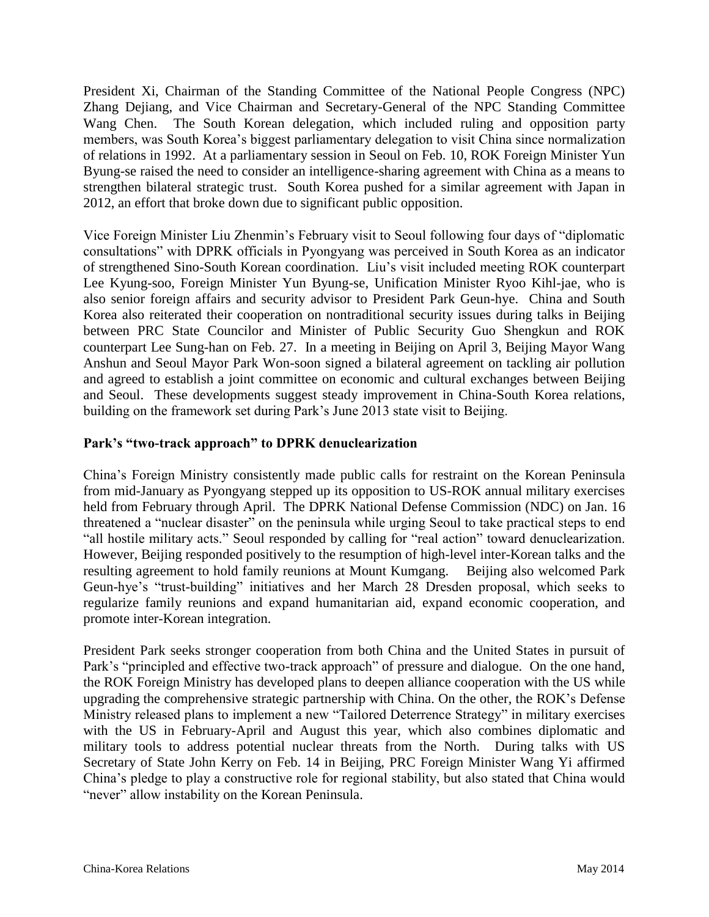President Xi, Chairman of the Standing Committee of the National People Congress (NPC) Zhang Dejiang, and Vice Chairman and Secretary-General of the NPC Standing Committee Wang Chen. The South Korean delegation, which included ruling and opposition party members, was South Korea's biggest parliamentary delegation to visit China since normalization of relations in 1992. At a parliamentary session in Seoul on Feb. 10, ROK Foreign Minister Yun Byung-se raised the need to consider an intelligence-sharing agreement with China as a means to strengthen bilateral strategic trust. South Korea pushed for a similar agreement with Japan in 2012, an effort that broke down due to significant public opposition.

Vice Foreign Minister Liu Zhenmin's February visit to Seoul following four days of "diplomatic consultations" with DPRK officials in Pyongyang was perceived in South Korea as an indicator of strengthened Sino-South Korean coordination. Liu's visit included meeting ROK counterpart Lee Kyung-soo, Foreign Minister Yun Byung-se, Unification Minister Ryoo Kihl-jae, who is also senior foreign affairs and security advisor to President Park Geun-hye. China and South Korea also reiterated their cooperation on nontraditional security issues during talks in Beijing between PRC State Councilor and Minister of Public Security Guo Shengkun and ROK counterpart Lee Sung-han on Feb. 27. In a meeting in Beijing on April 3, Beijing Mayor Wang Anshun and Seoul Mayor Park Won-soon signed a bilateral agreement on tackling air pollution and agreed to establish a joint committee on economic and cultural exchanges between Beijing and Seoul. These developments suggest steady improvement in China-South Korea relations, building on the framework set during Park's June 2013 state visit to Beijing.

**Park's "two-track approach" to DPRK denuclearization**

China's Foreign Ministry consistently made public calls for restraint on the Korean Peninsula from mid-January as Pyongyang stepped up its opposition to US-ROK annual military exercises held from February through April. The DPRK National Defense Commission (NDC) on Jan. 16 threatened a "nuclear disaster" on the peninsula while urging Seoul to take practical steps to end "all hostile military acts." Seoul responded by calling for "real action" toward denuclearization. However, Beijing responded positively to the resumption of high-level inter-Korean talks and the resulting agreement to hold family reunions at Mount Kumgang. Beijing also welcomed Park Geun-hye's "trust-building" initiatives and her March 28 Dresden proposal, which seeks to regularize family reunions and expand humanitarian aid, expand economic cooperation, and promote inter-Korean integration.

President Park seeks stronger cooperation from both China and the United States in pursuit of Park's "principled and effective two-track approach" of pressure and dialogue. On the one hand, the ROK Foreign Ministry has developed plans to deepen alliance cooperation with the US while upgrading the comprehensive strategic partnership with China. On the other, the ROK's Defense Ministry released plans to implement a new "Tailored Deterrence Strategy" in military exercises with the US in February-April and August this year, which also combines diplomatic and military tools to address potential nuclear threats from the North. During talks with US Secretary of State John Kerry on Feb. 14 in Beijing, PRC Foreign Minister Wang Yi affirmed China's pledge to play a constructive role for regional stability, but also stated that China would "never" allow instability on the Korean Peninsula.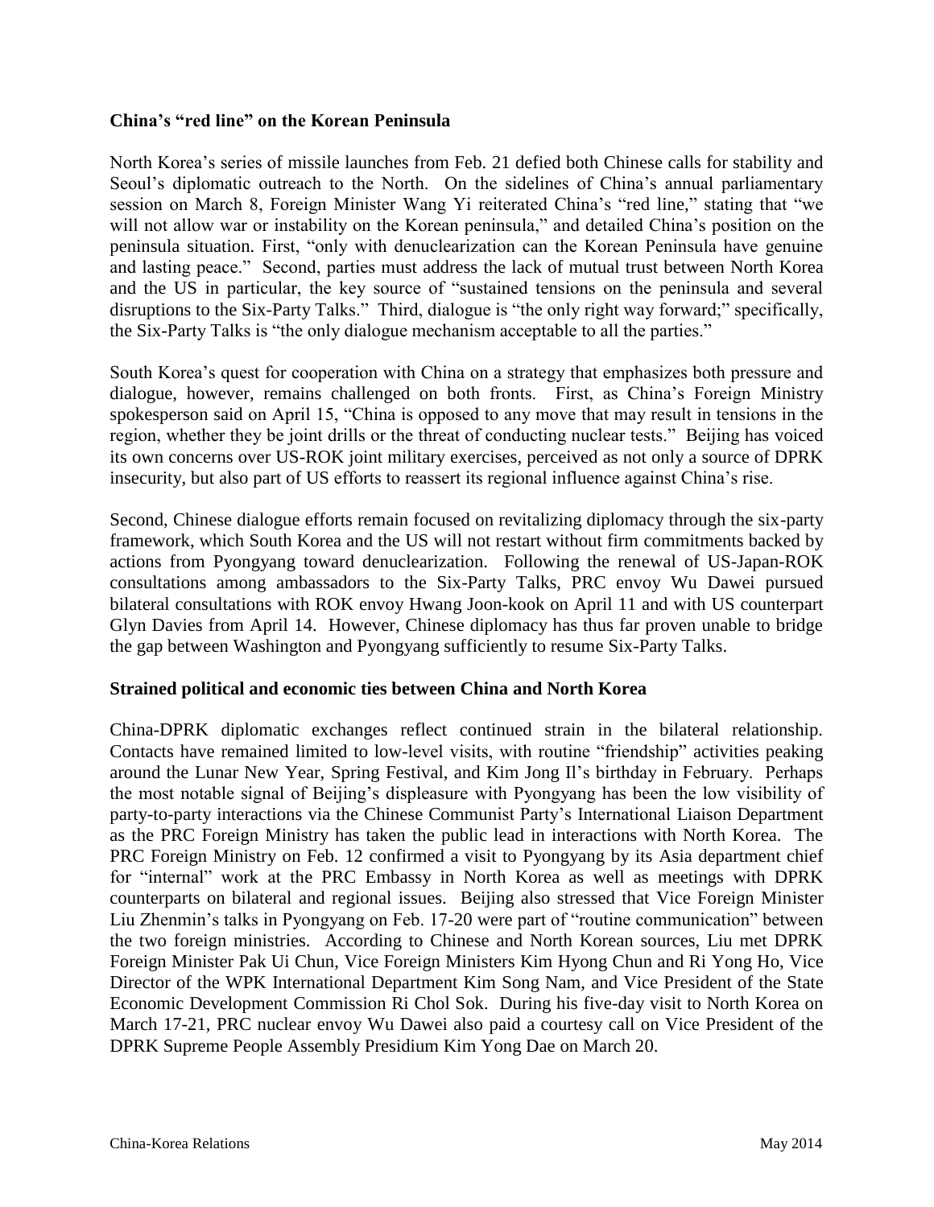**China's "red line" on the Korean Peninsula**

North Korea's series of missile launches from Feb. 21 defied both Chinese calls for stability and Seoul's diplomatic outreach to the North. On the sidelines of China's annual parliamentary session on March 8, Foreign Minister Wang Yi reiterated China's "red line," stating that "we will not allow war or instability on the Korean peninsula," and detailed China's position on the peninsula situation. First, "only with denuclearization can the Korean Peninsula have genuine and lasting peace." Second, parties must address the lack of mutual trust between North Korea and the US in particular, the key source of "sustained tensions on the peninsula and several disruptions to the Six-Party Talks." Third, dialogue is "the only right way forward;" specifically, the Six-Party Talks is "the only dialogue mechanism acceptable to all the parties."

South Korea's quest for cooperation with China on a strategy that emphasizes both pressure and dialogue, however, remains challenged on both fronts. First, as China's Foreign Ministry spokesperson said on April 15, "China is opposed to any move that may result in tensions in the region, whether they be joint drills or the threat of conducting nuclear tests." Beijing has voiced its own concerns over US-ROK joint military exercises, perceived as not only a source of DPRK insecurity, but also part of US efforts to reassert its regional influence against China's rise.

Second, Chinese dialogue efforts remain focused on revitalizing diplomacy through the six-party framework, which South Korea and the US will not restart without firm commitments backed by actions from Pyongyang toward denuclearization. Following the renewal of US-Japan-ROK consultations among ambassadors to the Six-Party Talks, PRC envoy Wu Dawei pursued bilateral consultations with ROK envoy Hwang Joon-kook on April 11 and with US counterpart Glyn Davies from April 14. However, Chinese diplomacy has thus far proven unable to bridge the gap between Washington and Pyongyang sufficiently to resume Six-Party Talks.

**Strained political and economic ties between China and North Korea**

China-DPRK diplomatic exchanges reflect continued strain in the bilateral relationship. Contacts have remained limited to low-level visits, with routine "friendship" activities peaking around the Lunar New Year, Spring Festival, and Kim Jong Il's birthday in February. Perhaps the most notable signal of Beijing's displeasure with Pyongyang has been the low visibility of party-to-party interactions via the Chinese Communist Party's International Liaison Department as the PRC Foreign Ministry has taken the public lead in interactions with North Korea. The PRC Foreign Ministry on Feb. 12 confirmed a visit to Pyongyang by its Asia department chief for "internal" work at the PRC Embassy in North Korea as well as meetings with DPRK counterparts on bilateral and regional issues. Beijing also stressed that Vice Foreign Minister Liu Zhenmin's talks in Pyongyang on Feb. 17-20 were part of "routine communication" between the two foreign ministries. According to Chinese and North Korean sources, Liu met DPRK Foreign Minister Pak Ui Chun, Vice Foreign Ministers Kim Hyong Chun and Ri Yong Ho, Vice Director of the WPK International Department Kim Song Nam, and Vice President of the State Economic Development Commission Ri Chol Sok. During his five-day visit to North Korea on March 17-21, PRC nuclear envoy Wu Dawei also paid a courtesy call on Vice President of the DPRK Supreme People Assembly Presidium Kim Yong Dae on March 20.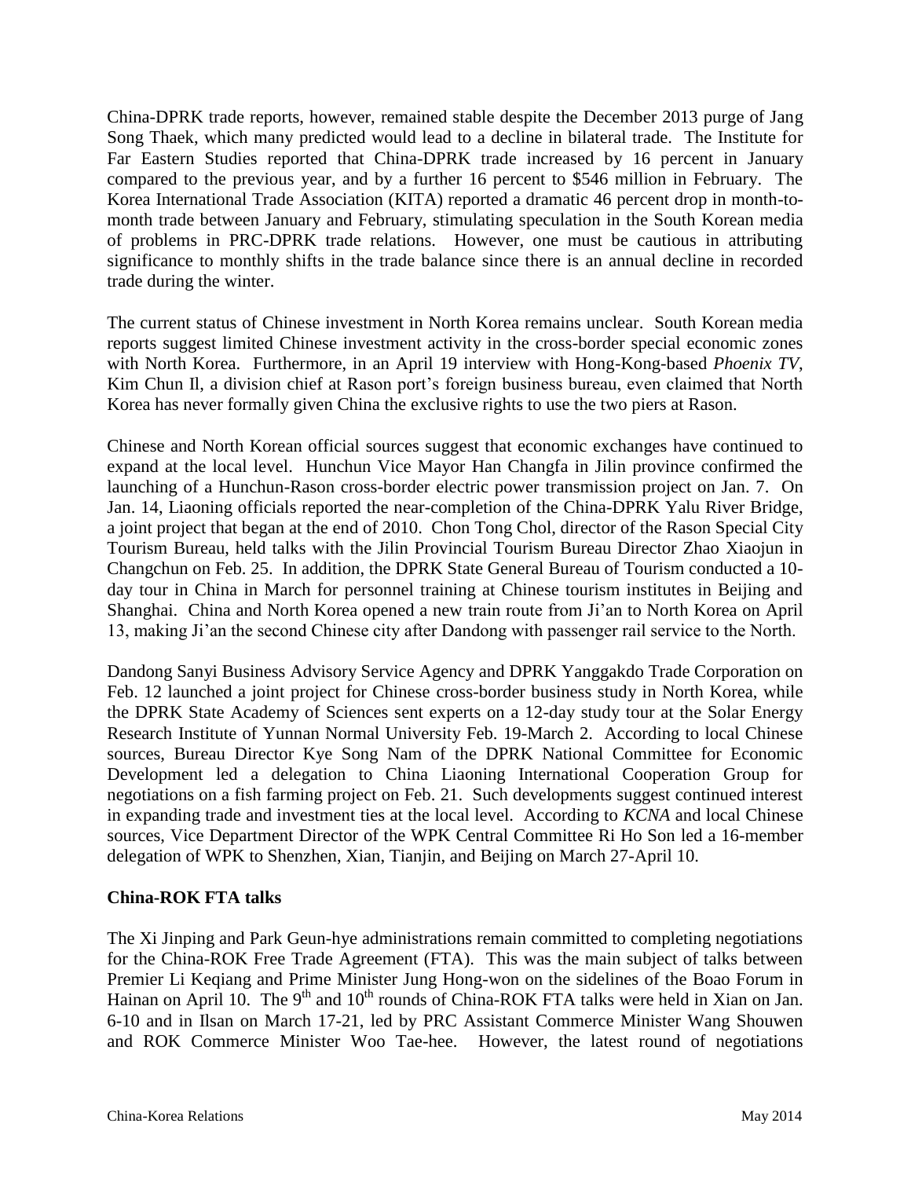China-DPRK trade reports, however, remained stable despite the December 2013 purge of Jang Song Thaek, which many predicted would lead to a decline in bilateral trade. The Institute for Far Eastern Studies reported that China-DPRK trade increased by 16 percent in January compared to the previous year, and by a further 16 percent to $546 million in February. The Korea International Trade Association (KITA) reported a dramatic 46 percent drop in month-to-month trade between January and February, stimulating speculation in the South Korean media of problems in PRC-DPRK trade relations. However, one must be cautious in attributing significance to monthly shifts in the trade balance since there is an annual decline in recorded trade during the winter.

The current status of Chinese investment in North Korea remains unclear. South Korean media reports suggest limited Chinese investment activity in the cross-border special economic zones with North Korea. Furthermore, in an April 19 interview with Hong-Kong-based *Phoenix TV*, Kim Chun Il, a division chief at Rason port's foreign business bureau, even claimed that North Korea has never formally given China the exclusive rights to use the two piers at Rason.

Chinese and North Korean official sources suggest that economic exchanges have continued to expand at the local level. Hunchun Vice Mayor Han Changfa in Jilin province confirmed the launching of a Hunchun-Rason cross-border electric power transmission project on Jan. 7. On Jan. 14, Liaoning officials reported the near-completion of the China-DPRK Yalu River Bridge, a joint project that began at the end of 2010. Chon Tong Chol, director of the Rason Special City Tourism Bureau, held talks with the Jilin Provincial Tourism Bureau Director Zhao Xiaojun in Changchun on Feb. 25. In addition, the DPRK State General Bureau of Tourism conducted a 10-day tour in China in March for personnel training at Chinese tourism institutes in Beijing and Shanghai. China and North Korea opened a new train route from Ji'an to North Korea on April 13, making Ji'an the second Chinese city after Dandong with passenger rail service to the North.

Dandong Sanyi Business Advisory Service Agency and DPRK Yanggakdo Trade Corporation on Feb. 12 launched a joint project for Chinese cross-border business study in North Korea, while the DPRK State Academy of Sciences sent experts on a 12-day study tour at the Solar Energy Research Institute of Yunnan Normal University Feb. 19-March 2. According to local Chinese sources, Bureau Director Kye Song Nam of the DPRK National Committee for Economic Development led a delegation to China Liaoning International Cooperation Group for negotiations on a fish farming project on Feb. 21. Such developments suggest continued interest in expanding trade and investment ties at the local level. According to *KCNA* and local Chinese sources, Vice Department Director of the WPK Central Committee Ri Ho Son led a 16-member delegation of WPK to Shenzhen, Xian, Tianjin, and Beijing on March 27-April 10.

**China-ROK FTA talks**

The Xi Jinping and Park Geun-hye administrations remain committed to completing negotiations for the China-ROK Free Trade Agreement (FTA). This was the main subject of talks between Premier Li Keqiang and Prime Minister Jung Hong-won on the sidelines of the Boao Forum in Hainan on April 10. The 9th and 10th rounds of China-ROK FTA talks were held in Xian on Jan. 6-10 and in Ilsan on March 17-21, led by PRC Assistant Commerce Minister Wang Shouwen and ROK Commerce Minister Woo Tae-hee. However, the latest round of negotiations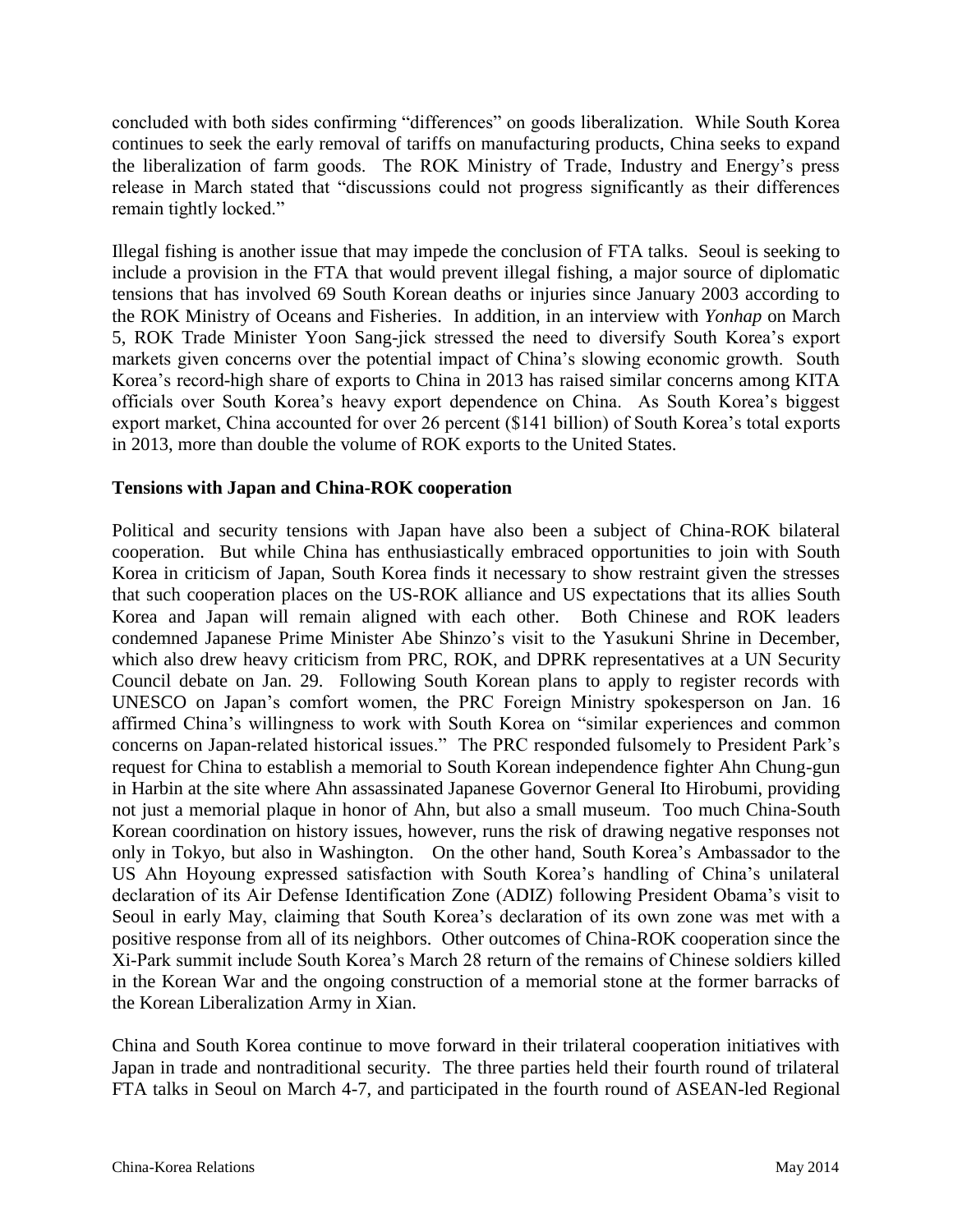concluded with both sides confirming "differences" on goods liberalization. While South Korea continues to seek the early removal of tariffs on manufacturing products, China seeks to expand the liberalization of farm goods. The ROK Ministry of Trade, Industry and Energy's press release in March stated that "discussions could not progress significantly as their differences remain tightly locked."

Illegal fishing is another issue that may impede the conclusion of FTA talks. Seoul is seeking to include a provision in the FTA that would prevent illegal fishing, a major source of diplomatic tensions that has involved 69 South Korean deaths or injuries since January 2003 according to the ROK Ministry of Oceans and Fisheries. In addition, in an interview with *Yonhap* on March 5, ROK Trade Minister Yoon Sang-jick stressed the need to diversify South Korea's export markets given concerns over the potential impact of China's slowing economic growth. South Korea's record-high share of exports to China in 2013 has raised similar concerns among KITA officials over South Korea's heavy export dependence on China. As South Korea's biggest export market, China accounted for over 26 percent ($141 billion) of South Korea's total exports in 2013, more than double the volume of ROK exports to the United States.

### Tensions with Japan and China-ROK cooperation

Political and security tensions with Japan have also been a subject of China-ROK bilateral cooperation. But while China has enthusiastically embraced opportunities to join with South Korea in criticism of Japan, South Korea finds it necessary to show restraint given the stresses that such cooperation places on the US-ROK alliance and US expectations that its allies South Korea and Japan will remain aligned with each other. Both Chinese and ROK leaders condemned Japanese Prime Minister Abe Shinzo's visit to the Yasukuni Shrine in December, which also drew heavy criticism from PRC, ROK, and DPRK representatives at a UN Security Council debate on Jan. 29. Following South Korean plans to apply to register records with UNESCO on Japan's comfort women, the PRC Foreign Ministry spokesperson on Jan. 16 affirmed China's willingness to work with South Korea on "similar experiences and common concerns on Japan-related historical issues." The PRC responded fulsomely to President Park's request for China to establish a memorial to South Korean independence fighter Ahn Chung-gun in Harbin at the site where Ahn assassinated Japanese Governor General Ito Hirobumi, providing not just a memorial plaque in honor of Ahn, but also a small museum. Too much China-South Korean coordination on history issues, however, runs the risk of drawing negative responses not only in Tokyo, but also in Washington. On the other hand, South Korea's Ambassador to the US Ahn Hoyoung expressed satisfaction with South Korea's handling of China's unilateral declaration of its Air Defense Identification Zone (ADIZ) following President Obama's visit to Seoul in early May, claiming that South Korea's declaration of its own zone was met with a positive response from all of its neighbors. Other outcomes of China-ROK cooperation since the Xi-Park summit include South Korea's March 28 return of the remains of Chinese soldiers killed in the Korean War and the ongoing construction of a memorial stone at the former barracks of the Korean Liberalization Army in Xian.

China and South Korea continue to move forward in their trilateral cooperation initiatives with Japan in trade and nontraditional security. The three parties held their fourth round of trilateral FTA talks in Seoul on March 4-7, and participated in the fourth round of ASEAN-led Regional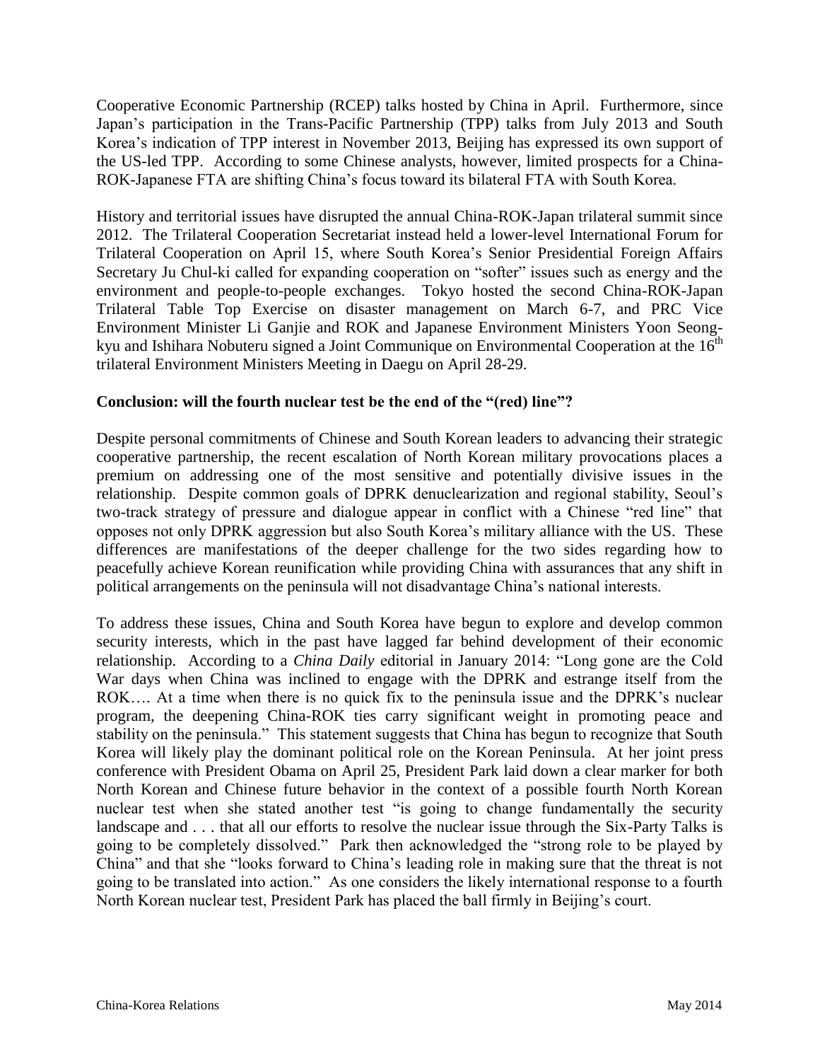Cooperative Economic Partnership (RCEP) talks hosted by China in April. Furthermore, since Japan's participation in the Trans-Pacific Partnership (TPP) talks from July 2013 and South Korea's indication of TPP interest in November 2013, Beijing has expressed its own support of the US-led TPP. According to some Chinese analysts, however, limited prospects for a China-ROK-Japanese FTA are shifting China's focus toward its bilateral FTA with South Korea.

History and territorial issues have disrupted the annual China-ROK-Japan trilateral summit since 2012. The Trilateral Cooperation Secretariat instead held a lower-level International Forum for Trilateral Cooperation on April 15, where South Korea's Senior Presidential Foreign Affairs Secretary Ju Chul-ki called for expanding cooperation on "softer" issues such as energy and the environment and people-to-people exchanges. Tokyo hosted the second China-ROK-Japan Trilateral Table Top Exercise on disaster management on March 6-7, and PRC Vice Environment Minister Li Ganjie and ROK and Japanese Environment Ministers Yoon Seong-kyu and Ishihara Nobuteru signed a Joint Communique on Environmental Cooperation at the 16th trilateral Environment Ministers Meeting in Daegu on April 28-29.

**Conclusion: will the fourth nuclear test be the end of the "(red) line"?**

Despite personal commitments of Chinese and South Korean leaders to advancing their strategic cooperative partnership, the recent escalation of North Korean military provocations places a premium on addressing one of the most sensitive and potentially divisive issues in the relationship. Despite common goals of DPRK denuclearization and regional stability, Seoul's two-track strategy of pressure and dialogue appear in conflict with a Chinese "red line" that opposes not only DPRK aggression but also South Korea's military alliance with the US. These differences are manifestations of the deeper challenge for the two sides regarding how to peacefully achieve Korean reunification while providing China with assurances that any shift in political arrangements on the peninsula will not disadvantage China's national interests.

To address these issues, China and South Korea have begun to explore and develop common security interests, which in the past have lagged far behind development of their economic relationship. According to a *China Daily* editorial in January 2014: "Long gone are the Cold War days when China was inclined to engage with the DPRK and estrange itself from the ROK…. At a time when there is no quick fix to the peninsula issue and the DPRK's nuclear program, the deepening China-ROK ties carry significant weight in promoting peace and stability on the peninsula." This statement suggests that China has begun to recognize that South Korea will likely play the dominant political role on the Korean Peninsula. At her joint press conference with President Obama on April 25, President Park laid down a clear marker for both North Korean and Chinese future behavior in the context of a possible fourth North Korean nuclear test when she stated another test "is going to change fundamentally the security landscape and . . . that all our efforts to resolve the nuclear issue through the Six-Party Talks is going to be completely dissolved." Park then acknowledged the "strong role to be played by China" and that she "looks forward to China's leading role in making sure that the threat is not going to be translated into action." As one considers the likely international response to a fourth North Korean nuclear test, President Park has placed the ball firmly in Beijing's court.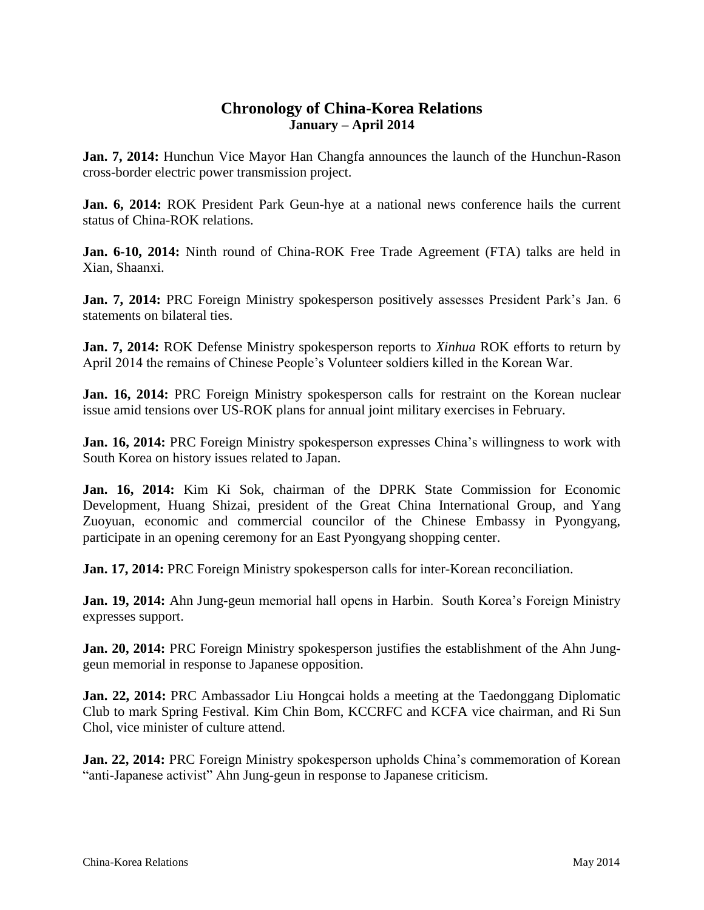## Chronology of China-Korea Relations
### January – April 2014

**Jan. 7, 2014:** Hunchun Vice Mayor Han Changfa announces the launch of the Hunchun-Rason cross-border electric power transmission project.

**Jan. 6, 2014:** ROK President Park Geun-hye at a national news conference hails the current status of China-ROK relations.

**Jan. 6-10, 2014:** Ninth round of China-ROK Free Trade Agreement (FTA) talks are held in Xian, Shaanxi.

**Jan. 7, 2014:** PRC Foreign Ministry spokesperson positively assesses President Park's Jan. 6 statements on bilateral ties.

**Jan. 7, 2014:** ROK Defense Ministry spokesperson reports to *Xinhua* ROK efforts to return by April 2014 the remains of Chinese People's Volunteer soldiers killed in the Korean War.

**Jan. 16, 2014:** PRC Foreign Ministry spokesperson calls for restraint on the Korean nuclear issue amid tensions over US-ROK plans for annual joint military exercises in February.

**Jan. 16, 2014:** PRC Foreign Ministry spokesperson expresses China's willingness to work with South Korea on history issues related to Japan.

**Jan. 16, 2014:** Kim Ki Sok, chairman of the DPRK State Commission for Economic Development, Huang Shizai, president of the Great China International Group, and Yang Zuoyuan, economic and commercial councilor of the Chinese Embassy in Pyongyang, participate in an opening ceremony for an East Pyongyang shopping center.

**Jan. 17, 2014:** PRC Foreign Ministry spokesperson calls for inter-Korean reconciliation.

**Jan. 19, 2014:** Ahn Jung-geun memorial hall opens in Harbin. South Korea's Foreign Ministry expresses support.

**Jan. 20, 2014:** PRC Foreign Ministry spokesperson justifies the establishment of the Ahn Jung-geun memorial in response to Japanese opposition.

**Jan. 22, 2014:** PRC Ambassador Liu Hongcai holds a meeting at the Taedonggang Diplomatic Club to mark Spring Festival. Kim Chin Bom, KCCRFC and KCFA vice chairman, and Ri Sun Chol, vice minister of culture attend.

**Jan. 22, 2014:** PRC Foreign Ministry spokesperson upholds China's commemoration of Korean "anti-Japanese activist" Ahn Jung-geun in response to Japanese criticism.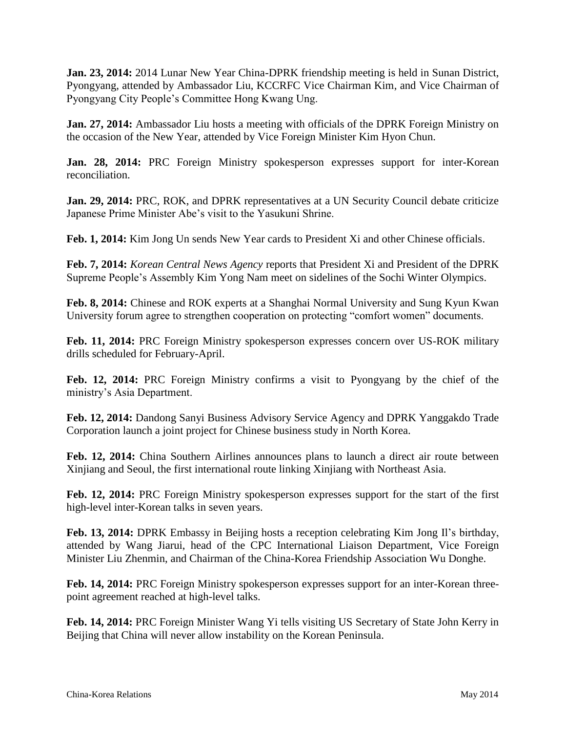**Jan. 23, 2014:** 2014 Lunar New Year China-DPRK friendship meeting is held in Sunan District, Pyongyang, attended by Ambassador Liu, KCCRFC Vice Chairman Kim, and Vice Chairman of Pyongyang City People's Committee Hong Kwang Ung.

**Jan. 27, 2014:** Ambassador Liu hosts a meeting with officials of the DPRK Foreign Ministry on the occasion of the New Year, attended by Vice Foreign Minister Kim Hyon Chun.

**Jan. 28, 2014:** PRC Foreign Ministry spokesperson expresses support for inter-Korean reconciliation.

**Jan. 29, 2014:** PRC, ROK, and DPRK representatives at a UN Security Council debate criticize Japanese Prime Minister Abe's visit to the Yasukuni Shrine.

**Feb. 1, 2014:** Kim Jong Un sends New Year cards to President Xi and other Chinese officials.

**Feb. 7, 2014:** *Korean Central News Agency* reports that President Xi and President of the DPRK Supreme People's Assembly Kim Yong Nam meet on sidelines of the Sochi Winter Olympics.

**Feb. 8, 2014:** Chinese and ROK experts at a Shanghai Normal University and Sung Kyun Kwan University forum agree to strengthen cooperation on protecting "comfort women" documents.

**Feb. 11, 2014:** PRC Foreign Ministry spokesperson expresses concern over US-ROK military drills scheduled for February-April.

**Feb. 12, 2014:** PRC Foreign Ministry confirms a visit to Pyongyang by the chief of the ministry's Asia Department.

**Feb. 12, 2014:** Dandong Sanyi Business Advisory Service Agency and DPRK Yanggakdo Trade Corporation launch a joint project for Chinese business study in North Korea.

**Feb. 12, 2014:** China Southern Airlines announces plans to launch a direct air route between Xinjiang and Seoul, the first international route linking Xinjiang with Northeast Asia.

**Feb. 12, 2014:** PRC Foreign Ministry spokesperson expresses support for the start of the first high-level inter-Korean talks in seven years.

**Feb. 13, 2014:** DPRK Embassy in Beijing hosts a reception celebrating Kim Jong Il's birthday, attended by Wang Jiarui, head of the CPC International Liaison Department, Vice Foreign Minister Liu Zhenmin, and Chairman of the China-Korea Friendship Association Wu Donghe.

**Feb. 14, 2014:** PRC Foreign Ministry spokesperson expresses support for an inter-Korean three-point agreement reached at high-level talks.

**Feb. 14, 2014:** PRC Foreign Minister Wang Yi tells visiting US Secretary of State John Kerry in Beijing that China will never allow instability on the Korean Peninsula.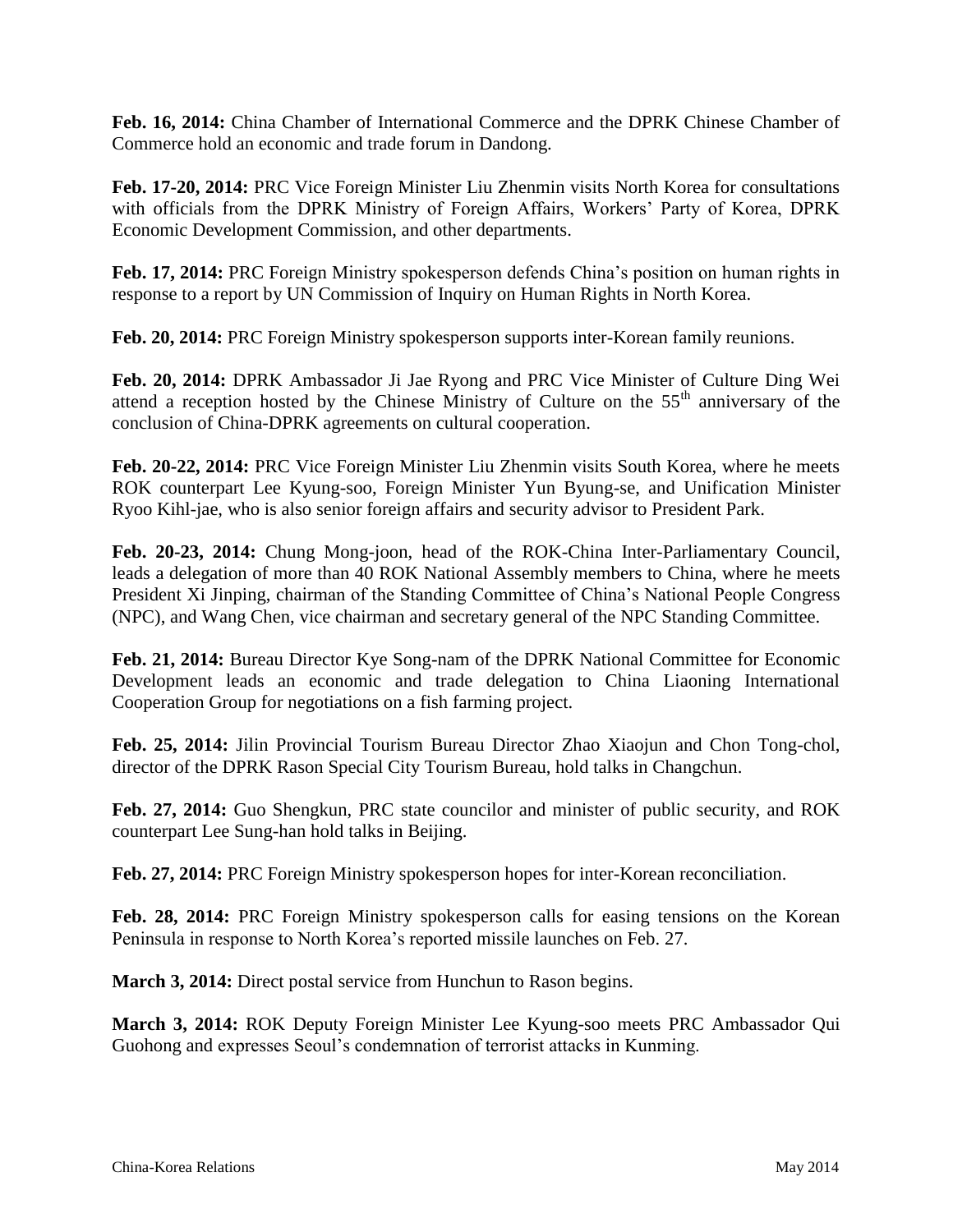**Feb. 16, 2014:** China Chamber of International Commerce and the DPRK Chinese Chamber of Commerce hold an economic and trade forum in Dandong.

**Feb. 17-20, 2014:** PRC Vice Foreign Minister Liu Zhenmin visits North Korea for consultations with officials from the DPRK Ministry of Foreign Affairs, Workers' Party of Korea, DPRK Economic Development Commission, and other departments.

**Feb. 17, 2014:** PRC Foreign Ministry spokesperson defends China's position on human rights in response to a report by UN Commission of Inquiry on Human Rights in North Korea.

**Feb. 20, 2014:** PRC Foreign Ministry spokesperson supports inter-Korean family reunions.

**Feb. 20, 2014:** DPRK Ambassador Ji Jae Ryong and PRC Vice Minister of Culture Ding Wei attend a reception hosted by the Chinese Ministry of Culture on the 55th anniversary of the conclusion of China-DPRK agreements on cultural cooperation.

**Feb. 20-22, 2014:** PRC Vice Foreign Minister Liu Zhenmin visits South Korea, where he meets ROK counterpart Lee Kyung-soo, Foreign Minister Yun Byung-se, and Unification Minister Ryoo Kihl-jae, who is also senior foreign affairs and security advisor to President Park.

**Feb. 20-23, 2014:** Chung Mong-joon, head of the ROK-China Inter-Parliamentary Council, leads a delegation of more than 40 ROK National Assembly members to China, where he meets President Xi Jinping, chairman of the Standing Committee of China's National People Congress (NPC), and Wang Chen, vice chairman and secretary general of the NPC Standing Committee.

**Feb. 21, 2014:** Bureau Director Kye Song-nam of the DPRK National Committee for Economic Development leads an economic and trade delegation to China Liaoning International Cooperation Group for negotiations on a fish farming project.

**Feb. 25, 2014:** Jilin Provincial Tourism Bureau Director Zhao Xiaojun and Chon Tong-chol, director of the DPRK Rason Special City Tourism Bureau, hold talks in Changchun.

**Feb. 27, 2014:** Guo Shengkun, PRC state councilor and minister of public security, and ROK counterpart Lee Sung-han hold talks in Beijing.

**Feb. 27, 2014:** PRC Foreign Ministry spokesperson hopes for inter-Korean reconciliation.

**Feb. 28, 2014:** PRC Foreign Ministry spokesperson calls for easing tensions on the Korean Peninsula in response to North Korea's reported missile launches on Feb. 27.

**March 3, 2014:** Direct postal service from Hunchun to Rason begins.

**March 3, 2014:** ROK Deputy Foreign Minister Lee Kyung-soo meets PRC Ambassador Qui Guohong and expresses Seoul's condemnation of terrorist attacks in Kunming.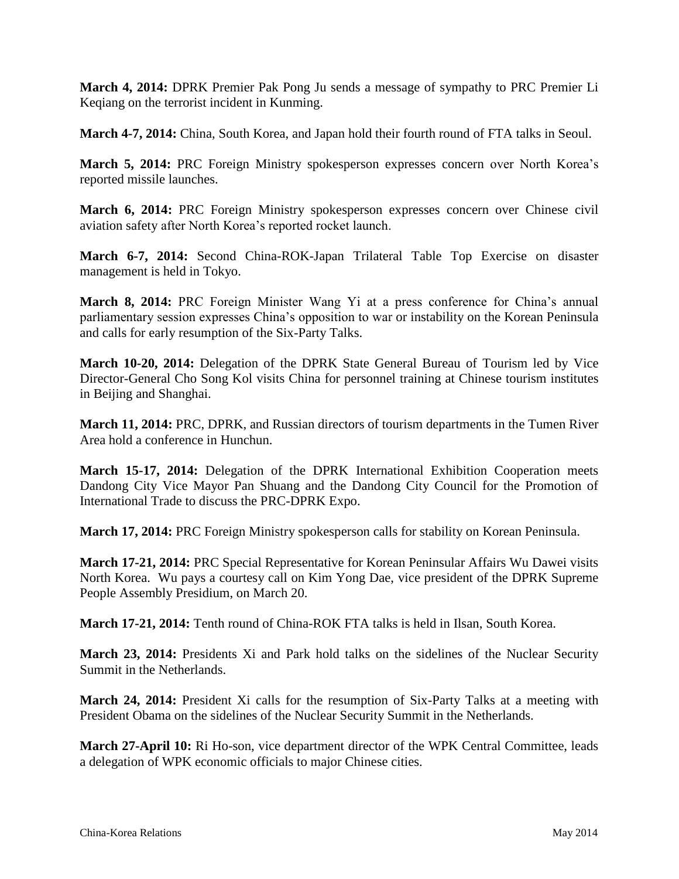**March 4, 2014:** DPRK Premier Pak Pong Ju sends a message of sympathy to PRC Premier Li Keqiang on the terrorist incident in Kunming.

**March 4-7, 2014:** China, South Korea, and Japan hold their fourth round of FTA talks in Seoul.

**March 5, 2014:** PRC Foreign Ministry spokesperson expresses concern over North Korea's reported missile launches.

**March 6, 2014:** PRC Foreign Ministry spokesperson expresses concern over Chinese civil aviation safety after North Korea's reported rocket launch.

**March 6-7, 2014:** Second China-ROK-Japan Trilateral Table Top Exercise on disaster management is held in Tokyo.

**March 8, 2014:** PRC Foreign Minister Wang Yi at a press conference for China's annual parliamentary session expresses China's opposition to war or instability on the Korean Peninsula and calls for early resumption of the Six-Party Talks.

**March 10-20, 2014:** Delegation of the DPRK State General Bureau of Tourism led by Vice Director-General Cho Song Kol visits China for personnel training at Chinese tourism institutes in Beijing and Shanghai.

**March 11, 2014:** PRC, DPRK, and Russian directors of tourism departments in the Tumen River Area hold a conference in Hunchun.

**March 15-17, 2014:** Delegation of the DPRK International Exhibition Cooperation meets Dandong City Vice Mayor Pan Shuang and the Dandong City Council for the Promotion of International Trade to discuss the PRC-DPRK Expo.

**March 17, 2014:** PRC Foreign Ministry spokesperson calls for stability on Korean Peninsula.

**March 17-21, 2014:** PRC Special Representative for Korean Peninsular Affairs Wu Dawei visits North Korea. Wu pays a courtesy call on Kim Yong Dae, vice president of the DPRK Supreme People Assembly Presidium, on March 20.

**March 17-21, 2014:** Tenth round of China-ROK FTA talks is held in Ilsan, South Korea.

**March 23, 2014:** Presidents Xi and Park hold talks on the sidelines of the Nuclear Security Summit in the Netherlands.

**March 24, 2014:** President Xi calls for the resumption of Six-Party Talks at a meeting with President Obama on the sidelines of the Nuclear Security Summit in the Netherlands.

**March 27-April 10:** Ri Ho-son, vice department director of the WPK Central Committee, leads a delegation of WPK economic officials to major Chinese cities.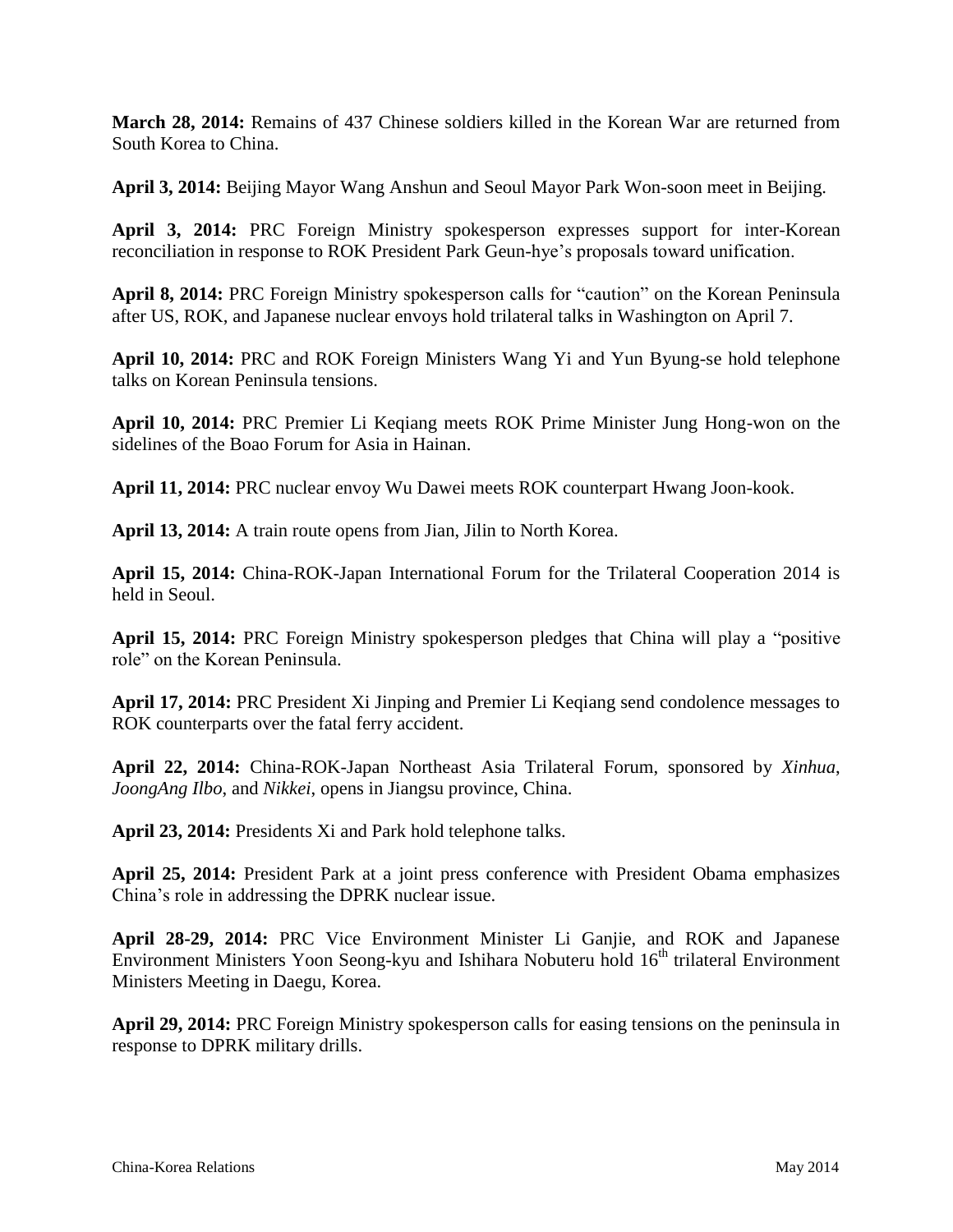**March 28, 2014:** Remains of 437 Chinese soldiers killed in the Korean War are returned from South Korea to China.

**April 3, 2014:** Beijing Mayor Wang Anshun and Seoul Mayor Park Won-soon meet in Beijing.

**April 3, 2014:** PRC Foreign Ministry spokesperson expresses support for inter-Korean reconciliation in response to ROK President Park Geun-hye's proposals toward unification.

**April 8, 2014:** PRC Foreign Ministry spokesperson calls for "caution" on the Korean Peninsula after US, ROK, and Japanese nuclear envoys hold trilateral talks in Washington on April 7.

**April 10, 2014:** PRC and ROK Foreign Ministers Wang Yi and Yun Byung-se hold telephone talks on Korean Peninsula tensions.

**April 10, 2014:** PRC Premier Li Keqiang meets ROK Prime Minister Jung Hong-won on the sidelines of the Boao Forum for Asia in Hainan.

**April 11, 2014:** PRC nuclear envoy Wu Dawei meets ROK counterpart Hwang Joon-kook.

**April 13, 2014:** A train route opens from Jian, Jilin to North Korea.

**April 15, 2014:** China-ROK-Japan International Forum for the Trilateral Cooperation 2014 is held in Seoul.

**April 15, 2014:** PRC Foreign Ministry spokesperson pledges that China will play a "positive role" on the Korean Peninsula.

**April 17, 2014:** PRC President Xi Jinping and Premier Li Keqiang send condolence messages to ROK counterparts over the fatal ferry accident.

**April 22, 2014:** China-ROK-Japan Northeast Asia Trilateral Forum, sponsored by *Xinhua*, *JoongAng Ilbo*, and *Nikkei*, opens in Jiangsu province, China.

**April 23, 2014:** Presidents Xi and Park hold telephone talks.

**April 25, 2014:** President Park at a joint press conference with President Obama emphasizes China's role in addressing the DPRK nuclear issue.

**April 28-29, 2014:** PRC Vice Environment Minister Li Ganjie, and ROK and Japanese Environment Ministers Yoon Seong-kyu and Ishihara Nobuteru hold 16th trilateral Environment Ministers Meeting in Daegu, Korea.

**April 29, 2014:** PRC Foreign Ministry spokesperson calls for easing tensions on the peninsula in response to DPRK military drills.